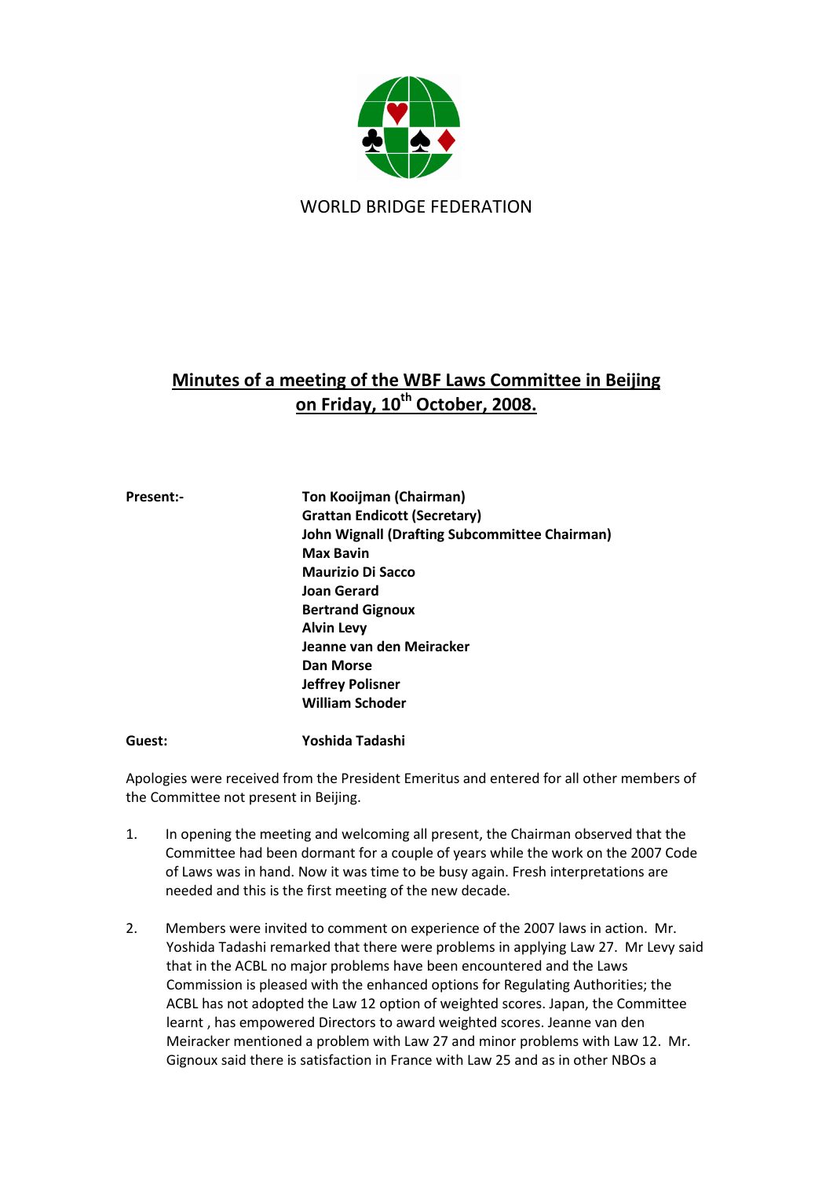WORLD BRIDGE FEDERATION

# Minutes of a meeting of the WBF Laws Committee in Beijing on Friday, 10th October, 2008.

**Present:-**

**Ton Kooijman (Chairman)**
**Grattan Endicott (Secretary)**
**John Wignall (Drafting Subcommittee Chairman)**
**Max Bavin**
**Maurizio Di Sacco**
**Joan Gerard**
**Bertrand Gignoux**
**Alvin Levy**
**Jeanne van den Meiracker**
**Dan Morse**
**Jeffrey Polisner**
**William Schoder**

**Guest:** **Yoshida Tadashi**

Apologies were received from the President Emeritus and entered for all other members of the Committee not present in Beijing.

1. In opening the meeting and welcoming all present, the Chairman observed that the Committee had been dormant for a couple of years while the work on the 2007 Code of Laws was in hand. Now it was time to be busy again. Fresh interpretations are needed and this is the first meeting of the new decade.

2. Members were invited to comment on experience of the 2007 laws in action. Mr. Yoshida Tadashi remarked that there were problems in applying Law 27. Mr Levy said that in the ACBL no major problems have been encountered and the Laws Commission is pleased with the enhanced options for Regulating Authorities; the ACBL has not adopted the Law 12 option of weighted scores. Japan, the Committee learnt , has empowered Directors to award weighted scores. Jeanne van den Meiracker mentioned a problem with Law 27 and minor problems with Law 12. Mr. Gignoux said there is satisfaction in France with Law 25 and as in other NBOs a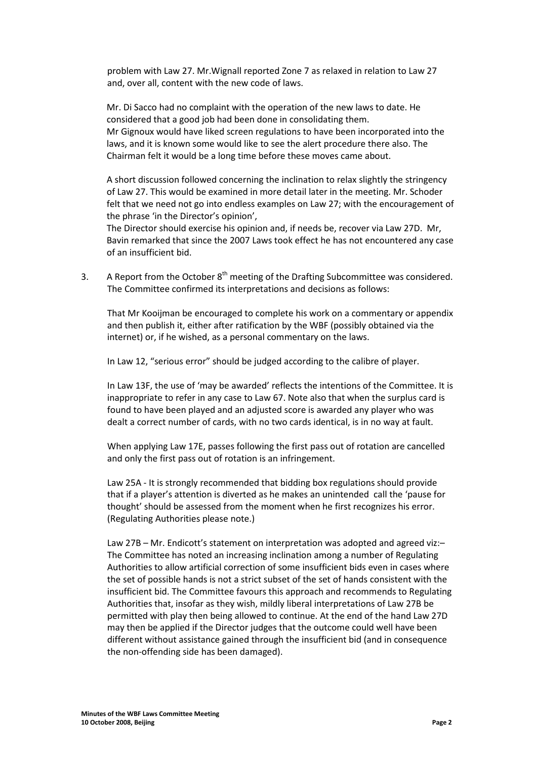problem with Law 27. Mr.Wignall reported Zone 7 as relaxed in relation to Law 27 and, over all, content with the new code of laws.

Mr. Di Sacco had no complaint with the operation of the new laws to date. He considered that a good job had been done in consolidating them.
Mr Gignoux would have liked screen regulations to have been incorporated into the laws, and it is known some would like to see the alert procedure there also. The Chairman felt it would be a long time before these moves came about.

A short discussion followed concerning the inclination to relax slightly the stringency of Law 27. This would be examined in more detail later in the meeting. Mr. Schoder felt that we need not go into endless examples on Law 27; with the encouragement of the phrase 'in the Director's opinion',
The Director should exercise his opinion and, if needs be, recover via Law 27D. Mr, Bavin remarked that since the 2007 Laws took effect he has not encountered any case of an insufficient bid.

3. A Report from the October 8th meeting of the Drafting Subcommittee was considered. The Committee confirmed its interpretations and decisions as follows:

That Mr Kooijman be encouraged to complete his work on a commentary or appendix and then publish it, either after ratification by the WBF (possibly obtained via the internet) or, if he wished, as a personal commentary on the laws.

In Law 12, "serious error" should be judged according to the calibre of player.

In Law 13F, the use of 'may be awarded' reflects the intentions of the Committee. It is inappropriate to refer in any case to Law 67. Note also that when the surplus card is found to have been played and an adjusted score is awarded any player who was dealt a correct number of cards, with no two cards identical, is in no way at fault.

When applying Law 17E, passes following the first pass out of rotation are cancelled and only the first pass out of rotation is an infringement.

Law 25A - It is strongly recommended that bidding box regulations should provide that if a player's attention is diverted as he makes an unintended call the 'pause for thought' should be assessed from the moment when he first recognizes his error. (Regulating Authorities please note.)

Law 27B – Mr. Endicott's statement on interpretation was adopted and agreed viz:– The Committee has noted an increasing inclination among a number of Regulating Authorities to allow artificial correction of some insufficient bids even in cases where the set of possible hands is not a strict subset of the set of hands consistent with the insufficient bid. The Committee favours this approach and recommends to Regulating Authorities that, insofar as they wish, mildly liberal interpretations of Law 27B be permitted with play then being allowed to continue. At the end of the hand Law 27D may then be applied if the Director judges that the outcome could well have been different without assistance gained through the insufficient bid (and in consequence the non-offending side has been damaged).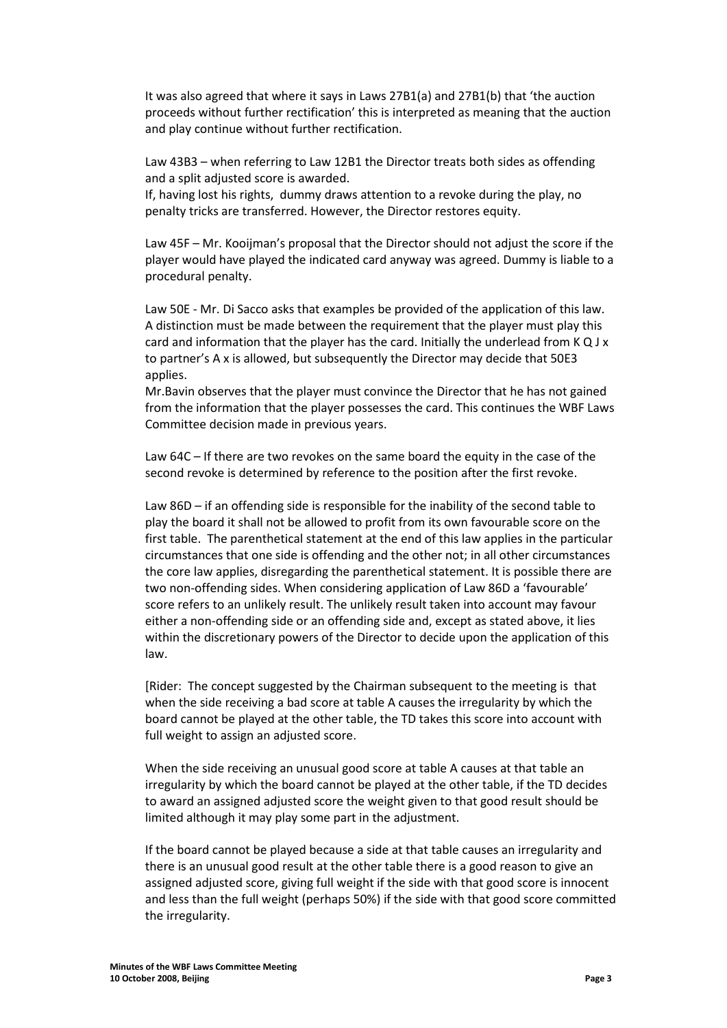It was also agreed that where it says in Laws 27B1(a) and 27B1(b) that 'the auction proceeds without further rectification' this is interpreted as meaning that the auction and play continue without further rectification.

Law 43B3 – when referring to Law 12B1 the Director treats both sides as offending and a split adjusted score is awarded.
If, having lost his rights, dummy draws attention to a revoke during the play, no penalty tricks are transferred. However, the Director restores equity.

Law 45F – Mr. Kooijman's proposal that the Director should not adjust the score if the player would have played the indicated card anyway was agreed. Dummy is liable to a procedural penalty.

Law 50E - Mr. Di Sacco asks that examples be provided of the application of this law. A distinction must be made between the requirement that the player must play this card and information that the player has the card. Initially the underlead from K Q J x to partner's A x is allowed, but subsequently the Director may decide that 50E3 applies.
Mr.Bavin observes that the player must convince the Director that he has not gained from the information that the player possesses the card. This continues the WBF Laws Committee decision made in previous years.

Law 64C – If there are two revokes on the same board the equity in the case of the second revoke is determined by reference to the position after the first revoke.

Law 86D – if an offending side is responsible for the inability of the second table to play the board it shall not be allowed to profit from its own favourable score on the first table. The parenthetical statement at the end of this law applies in the particular circumstances that one side is offending and the other not; in all other circumstances the core law applies, disregarding the parenthetical statement. It is possible there are two non-offending sides. When considering application of Law 86D a 'favourable' score refers to an unlikely result. The unlikely result taken into account may favour either a non-offending side or an offending side and, except as stated above, it lies within the discretionary powers of the Director to decide upon the application of this law.

[Rider: The concept suggested by the Chairman subsequent to the meeting is that when the side receiving a bad score at table A causes the irregularity by which the board cannot be played at the other table, the TD takes this score into account with full weight to assign an adjusted score.

When the side receiving an unusual good score at table A causes at that table an irregularity by which the board cannot be played at the other table, if the TD decides to award an assigned adjusted score the weight given to that good result should be limited although it may play some part in the adjustment.

If the board cannot be played because a side at that table causes an irregularity and there is an unusual good result at the other table there is a good reason to give an assigned adjusted score, giving full weight if the side with that good score is innocent and less than the full weight (perhaps 50%) if the side with that good score committed the irregularity.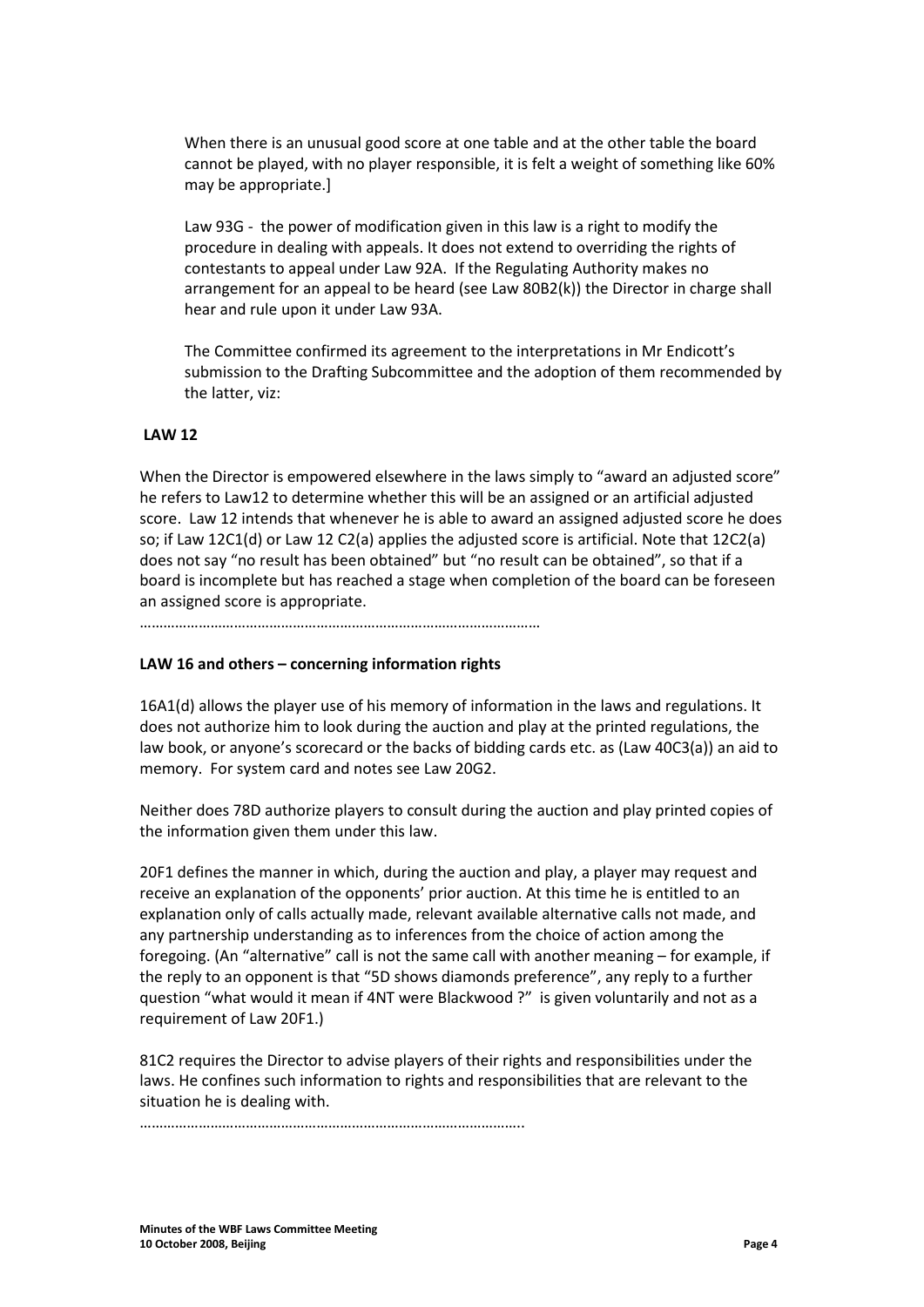When there is an unusual good score at one table and at the other table the board cannot be played, with no player responsible, it is felt a weight of something like 60% may be appropriate.]

Law 93G - the power of modification given in this law is a right to modify the procedure in dealing with appeals. It does not extend to overriding the rights of contestants to appeal under Law 92A. If the Regulating Authority makes no arrangement for an appeal to be heard (see Law 80B2(k)) the Director in charge shall hear and rule upon it under Law 93A.

The Committee confirmed its agreement to the interpretations in Mr Endicott's submission to the Drafting Subcommittee and the adoption of them recommended by the latter, viz:

**LAW 12**

When the Director is empowered elsewhere in the laws simply to "award an adjusted score" he refers to Law12 to determine whether this will be an assigned or an artificial adjusted score. Law 12 intends that whenever he is able to award an assigned adjusted score he does so; if Law 12C1(d) or Law 12 C2(a) applies the adjusted score is artificial. Note that 12C2(a) does not say "no result has been obtained" but "no result can be obtained", so that if a board is incomplete but has reached a stage when completion of the board can be foreseen an assigned score is appropriate.

……………………………………………………………………………………

**LAW 16 and others – concerning information rights**

16A1(d) allows the player use of his memory of information in the laws and regulations. It does not authorize him to look during the auction and play at the printed regulations, the law book, or anyone's scorecard or the backs of bidding cards etc. as (Law 40C3(a)) an aid to memory. For system card and notes see Law 20G2.

Neither does 78D authorize players to consult during the auction and play printed copies of the information given them under this law.

20F1 defines the manner in which, during the auction and play, a player may request and receive an explanation of the opponents' prior auction. At this time he is entitled to an explanation only of calls actually made, relevant available alternative calls not made, and any partnership understanding as to inferences from the choice of action among the foregoing. (An "alternative" call is not the same call with another meaning – for example, if the reply to an opponent is that "5D shows diamonds preference", any reply to a further question "what would it mean if 4NT were Blackwood ?" is given voluntarily and not as a requirement of Law 20F1.)

81C2 requires the Director to advise players of their rights and responsibilities under the laws. He confines such information to rights and responsibilities that are relevant to the situation he is dealing with.

……………………………………………………………………………………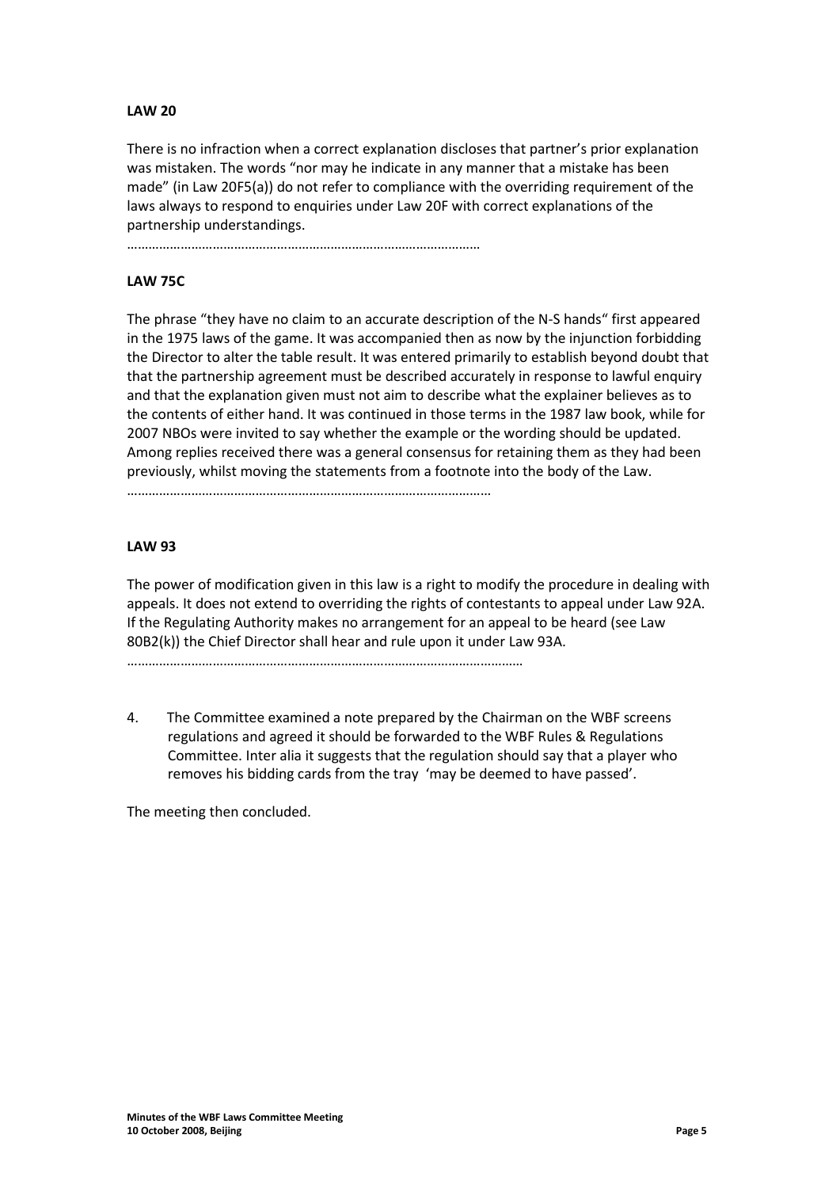**LAW 20**

There is no infraction when a correct explanation discloses that partner's prior explanation was mistaken. The words "nor may he indicate in any manner that a mistake has been made" (in Law 20F5(a)) do not refer to compliance with the overriding requirement of the laws always to respond to enquiries under Law 20F with correct explanations of the partnership understandings.

……………………………………………………………………………………

**LAW 75C**

The phrase "they have no claim to an accurate description of the N-S hands" first appeared in the 1975 laws of the game. It was accompanied then as now by the injunction forbidding the Director to alter the table result. It was entered primarily to establish beyond doubt that that the partnership agreement must be described accurately in response to lawful enquiry and that the explanation given must not aim to describe what the explainer believes as to the contents of either hand. It was continued in those terms in the 1987 law book, while for 2007 NBOs were invited to say whether the example or the wording should be updated. Among replies received there was a general consensus for retaining them as they had been previously, whilst moving the statements from a footnote into the body of the Law.

………………………………………………………………………………………

**LAW 93**

The power of modification given in this law is a right to modify the procedure in dealing with appeals. It does not extend to overriding the rights of contestants to appeal under Law 92A. If the Regulating Authority makes no arrangement for an appeal to be heard (see Law 80B2(k)) the Chief Director shall hear and rule upon it under Law 93A.

…………………………………………………………………………………………………

4. The Committee examined a note prepared by the Chairman on the WBF screens regulations and agreed it should be forwarded to the WBF Rules & Regulations Committee. Inter alia it suggests that the regulation should say that a player who removes his bidding cards from the tray 'may be deemed to have passed'.

The meeting then concluded.